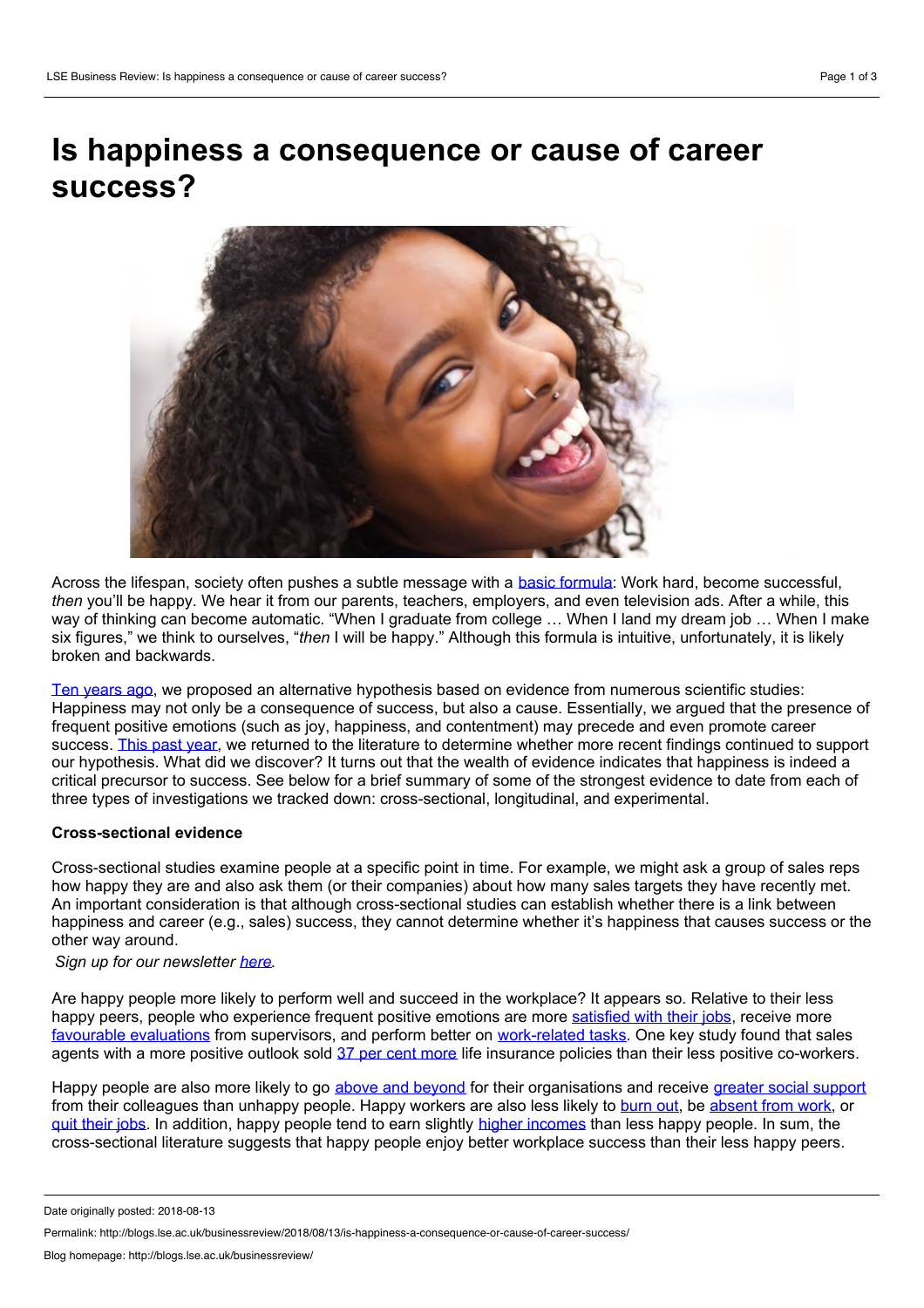# Is happiness a consequence or cause of career success?

Across the lifespan, society often pushes a subtle message with a basic formula: Work hard, become successful, *then* you'll be happy. We hear it from our parents, teachers, employers, and even television ads. After a while, this way of thinking can become automatic. "When I graduate from college … When I land my dream job … When I make six figures," we think to ourselves, "*then* I will be happy." Although this formula is intuitive, unfortunately, it is likely broken and backwards.

Ten years ago, we proposed an alternative hypothesis based on evidence from numerous scientific studies: Happiness may not only be a consequence of success, but also a cause. Essentially, we argued that the presence of frequent positive emotions (such as joy, happiness, and contentment) may precede and even promote career success. This past year, we returned to the literature to determine whether more recent findings continued to support our hypothesis. What did we discover? It turns out that the wealth of evidence indicates that happiness is indeed a critical precursor to success. See below for a brief summary of some of the strongest evidence to date from each of three types of investigations we tracked down: cross-sectional, longitudinal, and experimental.

**Cross-sectional evidence**

Cross-sectional studies examine people at a specific point in time. For example, we might ask a group of sales reps how happy they are and also ask them (or their companies) about how many sales targets they have recently met. An important consideration is that although cross-sectional studies can establish whether there is a link between happiness and career (e.g., sales) success, they cannot determine whether it's happiness that causes success or the other way around.

*Sign up for our newsletter here.*

Are happy people more likely to perform well and succeed in the workplace? It appears so. Relative to their less happy peers, people who experience frequent positive emotions are more satisfied with their jobs, receive more favourable evaluations from supervisors, and perform better on work-related tasks. One key study found that sales agents with a more positive outlook sold 37 per cent more life insurance policies than their less positive co-workers.

Happy people are also more likely to go above and beyond for their organisations and receive greater social support from their colleagues than unhappy people. Happy workers are also less likely to burn out, be absent from work, or quit their jobs. In addition, happy people tend to earn slightly higher incomes than less happy people. In sum, the cross-sectional literature suggests that happy people enjoy better workplace success than their less happy peers.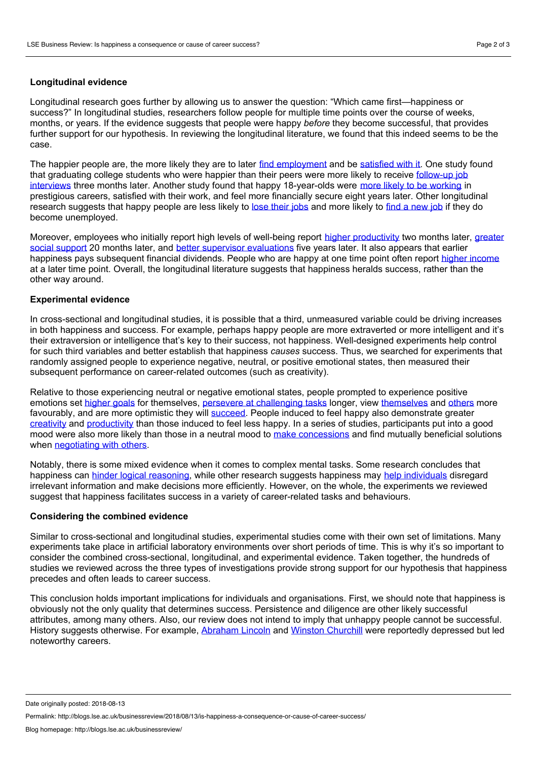**Longitudinal evidence**

Longitudinal research goes further by allowing us to answer the question: "Which came first—happiness or success?" In longitudinal studies, researchers follow people for multiple time points over the course of weeks, months, or years. If the evidence suggests that people were happy *before* they become successful, that provides further support for our hypothesis. In reviewing the longitudinal literature, we found that this indeed seems to be the case.

The happier people are, the more likely they are to later find employment and be satisfied with it. One study found that graduating college students who were happier than their peers were more likely to receive follow-up job interviews three months later. Another study found that happy 18-year-olds were more likely to be working in prestigious careers, satisfied with their work, and feel more financially secure eight years later. Other longitudinal research suggests that happy people are less likely to lose their jobs and more likely to find a new job if they do become unemployed.

Moreover, employees who initially report high levels of well-being report higher productivity two months later, greater social support 20 months later, and better supervisor evaluations five years later. It also appears that earlier happiness pays subsequent financial dividends. People who are happy at one time point often report higher income at a later time point. Overall, the longitudinal literature suggests that happiness heralds success, rather than the other way around.

**Experimental evidence**

In cross-sectional and longitudinal studies, it is possible that a third, unmeasured variable could be driving increases in both happiness and success. For example, perhaps happy people are more extraverted or more intelligent and it's their extraversion or intelligence that's key to their success, not happiness. Well-designed experiments help control for such third variables and better establish that happiness *causes* success. Thus, we searched for experiments that randomly assigned people to experience negative, neutral, or positive emotional states, then measured their subsequent performance on career-related outcomes (such as creativity).

Relative to those experiencing neutral or negative emotional states, people prompted to experience positive emotions set higher goals for themselves, persevere at challenging tasks longer, view themselves and others more favourably, and are more optimistic they will succeed. People induced to feel happy also demonstrate greater creativity and productivity than those induced to feel less happy. In a series of studies, participants put into a good mood were also more likely than those in a neutral mood to make concessions and find mutually beneficial solutions when negotiating with others.

Notably, there is some mixed evidence when it comes to complex mental tasks. Some research concludes that happiness can hinder logical reasoning, while other research suggests happiness may help individuals disregard irrelevant information and make decisions more efficiently. However, on the whole, the experiments we reviewed suggest that happiness facilitates success in a variety of career-related tasks and behaviours.

**Considering the combined evidence**

Similar to cross-sectional and longitudinal studies, experimental studies come with their own set of limitations. Many experiments take place in artificial laboratory environments over short periods of time. This is why it's so important to consider the combined cross-sectional, longitudinal, and experimental evidence. Taken together, the hundreds of studies we reviewed across the three types of investigations provide strong support for our hypothesis that happiness precedes and often leads to career success.

This conclusion holds important implications for individuals and organisations. First, we should note that happiness is obviously not the only quality that determines success. Persistence and diligence are other likely successful attributes, among many others. Also, our review does not intend to imply that unhappy people cannot be successful. History suggests otherwise. For example, Abraham Lincoln and Winston Churchill were reportedly depressed but led noteworthy careers.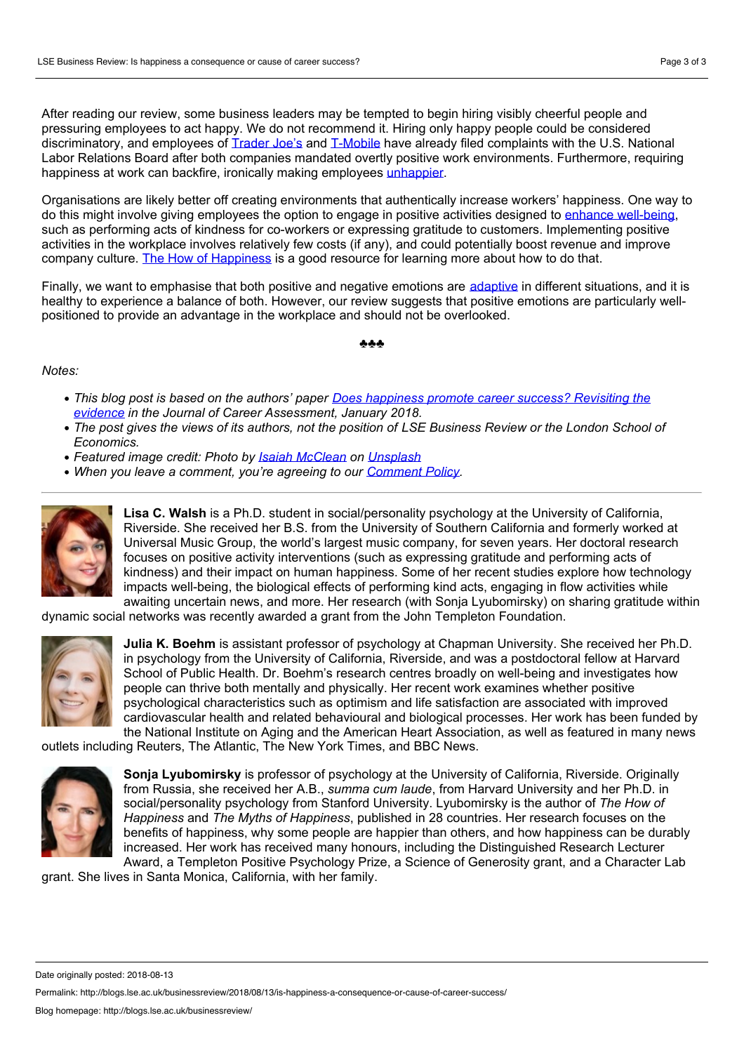After reading our review, some business leaders may be tempted to begin hiring visibly cheerful people and pressuring employees to act happy. We do not recommend it. Hiring only happy people could be considered discriminatory, and employees of Trader Joe's and T-Mobile have already filed complaints with the U.S. National Labor Relations Board after both companies mandated overtly positive work environments. Furthermore, requiring happiness at work can backfire, ironically making employees unhappier.

Organisations are likely better off creating environments that authentically increase workers' happiness. One way to do this might involve giving employees the option to engage in positive activities designed to enhance well-being, such as performing acts of kindness for co-workers or expressing gratitude to customers. Implementing positive activities in the workplace involves relatively few costs (if any), and could potentially boost revenue and improve company culture. The How of Happiness is a good resource for learning more about how to do that.

Finally, we want to emphasise that both positive and negative emotions are adaptive in different situations, and it is healthy to experience a balance of both. However, our review suggests that positive emotions are particularly well-positioned to provide an advantage in the workplace and should not be overlooked.

♣♣♣

*Notes:*

- *This blog post is based on the authors' paper Does happiness promote career success? Revisiting the evidence in the Journal of Career Assessment, January 2018.*
- *The post gives the views of its authors, not the position of LSE Business Review or the London School of Economics.*
- *Featured image credit: Photo by Isaiah McClean on Unsplash*
- *When you leave a comment, you're agreeing to our Comment Policy.*

---

**Lisa C. Walsh** is a Ph.D. student in social/personality psychology at the University of California, Riverside. She received her B.S. from the University of Southern California and formerly worked at Universal Music Group, the world's largest music company, for seven years. Her doctoral research focuses on positive activity interventions (such as expressing gratitude and performing acts of kindness) and their impact on human happiness. Some of her recent studies explore how technology impacts well-being, the biological effects of performing kind acts, engaging in flow activities while awaiting uncertain news, and more. Her research (with Sonja Lyubomirsky) on sharing gratitude within dynamic social networks was recently awarded a grant from the John Templeton Foundation.

**Julia K. Boehm** is assistant professor of psychology at Chapman University. She received her Ph.D. in psychology from the University of California, Riverside, and was a postdoctoral fellow at Harvard School of Public Health. Dr. Boehm's research centres broadly on well-being and investigates how people can thrive both mentally and physically. Her recent work examines whether positive psychological characteristics such as optimism and life satisfaction are associated with improved cardiovascular health and related behavioural and biological processes. Her work has been funded by the National Institute on Aging and the American Heart Association, as well as featured in many news outlets including Reuters, The Atlantic, The New York Times, and BBC News.

**Sonja Lyubomirsky** is professor of psychology at the University of California, Riverside. Originally from Russia, she received her A.B., *summa cum laude*, from Harvard University and her Ph.D. in social/personality psychology from Stanford University. Lyubomirsky is the author of *The How of Happiness* and *The Myths of Happiness*, published in 28 countries. Her research focuses on the benefits of happiness, why some people are happier than others, and how happiness can be durably increased. Her work has received many honours, including the Distinguished Research Lecturer Award, a Templeton Positive Psychology Prize, a Science of Generosity grant, and a Character Lab grant. She lives in Santa Monica, California, with her family.

Date originally posted: 2018-08-13

Permalink: http://blogs.lse.ac.uk/businessreview/2018/08/13/is-happiness-a-consequence-or-cause-of-career-success/

Blog homepage: http://blogs.lse.ac.uk/businessreview/